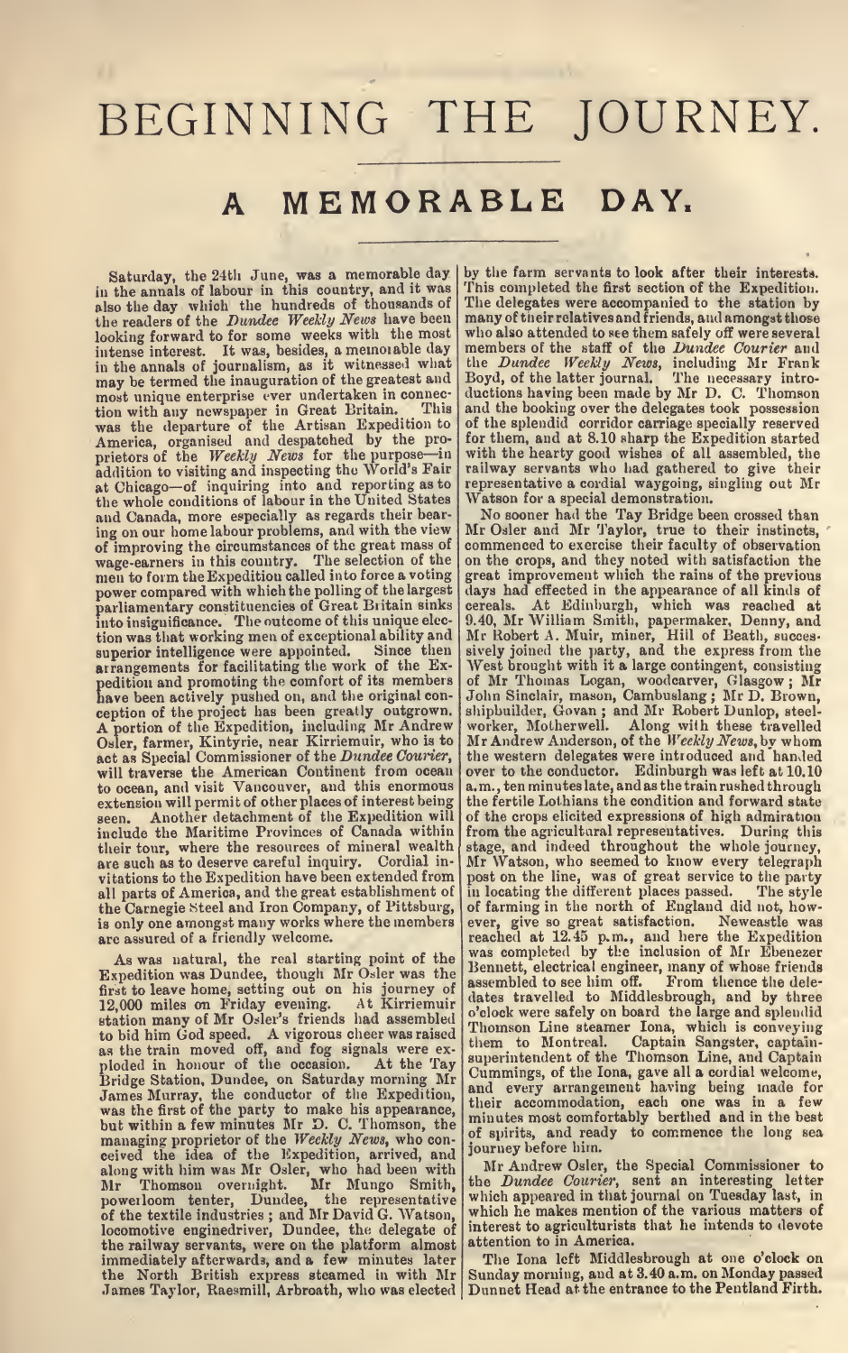# BEGINNING THE JOURNEY.

## A MEMORABLE DAY.

Saturday, the 24th June, was a memorable day in the annals of labour in this country, and it was also the day which the hundreds of thousands of the readers of the *Dundee Weekly News* have been looking forward to for some weeks with the most intense interest. It was, besides, a memorable day in the annals of journalism, as it witnessed what may be termed the inauguration of the greatest and most unique enterprise ever undertaken in connection with any newspaper in Great Britain. This was the departure of the Artisan Expedition to America, organised and despatched by the proprietors of the *Weekly News* for the purpose—in addition to visiting and inspecting the World's Fair at Chicago—of inquiring into and reporting as to the whole conditions of labour in the United States and Canada, more especially as regards their bearing on our home labour problems, and with the view of improving the circumstances of the great mass of wage-earners in this country. The selection of the men to form the Expedition called into force a voting power compared with which the polling of the largest parliamentary constituencies of Great Britain sinks into insignificance. The outcome of this unique election was that working men of exceptional ability and superior intelligence were appointed. Since then arrangements for facilitating the work of the Expedition and promoting the comfort of its members have been actively pushed on, and the original conception of the project has been greatly outgrown. A portion of the Expedition, including Mr Andrew Osler, farmer, Kintyrie, near Kirriemuir, who is to act as Special Commissioner of the *Dundee Courier*, will traverse the American Continent from ocean to ocean, and visit Vancouver, and this enormous extension will permit of other places of interest being seen. Another detachment of the Expedition will include the Maritime Provinces of Canada within their tour, where the resources of mineral wealth are such as to deserve careful inquiry. Cordial invitations to the Expedition have been extended from all parts of America, and the great establishment of the Carnegie Steel and Iron Company, of Pittsburg, is only one amongst many works where the members are assured of a friendly welcome.

As was natural, the real starting point of the Expedition was Dundee, though Mr Osler was the first to leave home, setting out on his journey of 12,000 miles on Friday evening. At Kirriemuir station many of Mr Osler's friends had assembled to bid him God speed. A vigorous cheer was raised as the train moved off, and fog signals were exploded in honour of the occasion. At the Tay Bridge Station, Dundee, on Saturday morning Mr James Murray, the conductor of the Expedition, was the first of the party to make his appearance, but within a few minutes Mr D. C. Thomson, the managing proprietor of the *Weekly News*, who conceived the idea of the Expedition, arrived, and along with him was Mr Osler, who had been with Mr Thomson overnight. Mr Mungo Smith, powerloom tenter, Dundee, the representative of the textile industries; and Mr David G. Watson, locomotive enginedriver, Dundee, the delegate of the railway servants, were on the platform almost immediately afterwards, and a few minutes later the North British express steamed in with Mr James Taylor, Raesmill, Arbroath, who was elected by the farm servants to look after their interests. This completed the first section of the Expedition. The delegates were accompanied to the station by many of their relatives and friends, and amongst those who also attended to see them safely off were several members of the staff of the *Dundee Courier* and the *Dundee Weekly News*, including Mr Frank Boyd, of the latter journal. The necessary introductions having been made by Mr D. C. Thomson and the booking over the delegates took possession of the splendid corridor carriage specially reserved for them, and at 8.10 sharp the Expedition started with the hearty good wishes of all assembled, the railway servants who had gathered to give their representative a cordial waygoing, singling out Mr Watson for a special demonstration.

No sooner had the Tay Bridge been crossed than Mr Osler and Mr Taylor, true to their instincts, commenced to exercise their faculty of observation on the crops, and they noted with satisfaction the great improvement which the rains of the previous days had effected in the appearance of all kinds of cereals. At Edinburgh, which was reached at 9.40, Mr William Smith, papermaker, Denny, and Mr Robert A. Muir, miner, Hill of Beath, successively joined the party, and the express from the West brought with it a large contingent, consisting of Mr Thomas Logan, woodcarver, Glasgow; Mr John Sinclair, mason, Cambuslang; Mr D. Brown, shipbuilder, Govan; and Mr Robert Dunlop, steelworker, Motherwell. Along with these travelled Mr Andrew Anderson, of the *Weekly News*, by whom the western delegates were introduced and handed over to the conductor. Edinburgh was left at 10.10 a.m., ten minutes late, and as the train rushed through the fertile Lothians the condition and forward state of the crops elicited expressions of high admiration from the agricultural representatives. During this stage, and indeed throughout the whole journey, Mr Watson, who seemed to know every telegraph post on the line, was of great service to the party in locating the different places passed. The style of farming in the north of England did not, however, give so great satisfaction. Newcastle was reached at 12.45 p.m., and here the Expedition was completed by the inclusion of Mr Ebenezer Bennett, electrical engineer, many of whose friends assembled to see him off. From thence the delegates travelled to Middlesbrough, and by three o'clock were safely on board the large and splendid Thomson Line steamer Iona, which is conveying them to Montreal. Captain Sangster, captain-superintendent of the Thomson Line, and Captain Cummings, of the Iona, gave all a cordial welcome, and every arrangement having being made for their accommodation, each one was in a few minutes most comfortably berthed and in the best of spirits, and ready to commence the long sea journey before him.

Mr Andrew Osler, the Special Commissioner to the *Dundee Courier*, sent an interesting letter which appeared in that journal on Tuesday last, in which he makes mention of the various matters of interest to agriculturists that he intends to devote attention to in America.

The Iona left Middlesbrough at one o'clock on Sunday morning, and at 3.40 a.m. on Monday passed Dunnet Head at the entrance to the Pentland Firth.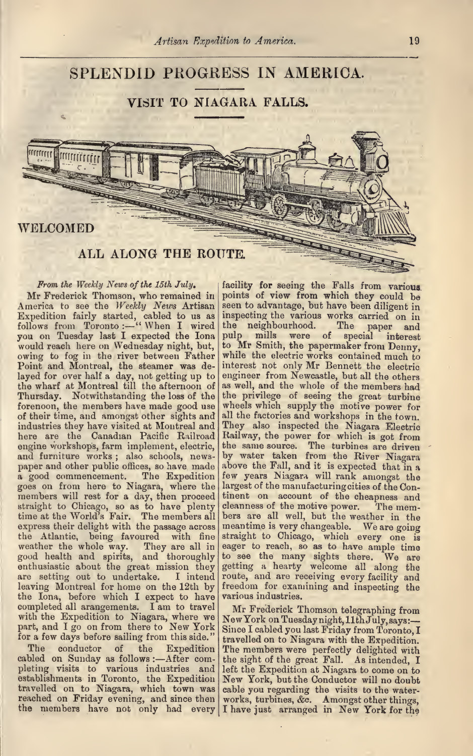# SPLENDID PROGRESS IN AMERICA.

## VISIT TO NIAGARA FALLS.

## WELCOMED

## ALL ALONG THE ROUTE.

*From the Weekly News of the 15th July.*

Mr Frederick Thomson, who remained in America to see the *Weekly News* Artisan Expedition fairly started, cabled to us as follows from Toronto:—"When I wired you on Tuesday last I expected the Iona would reach here on Wednesday night, but, owing to fog in the river between Father Point and Montreal, the steamer was delayed for over half a day, not getting up to the wharf at Montreal till the afternoon of Thursday. Notwithstanding the loss of the forenoon, the members have made good use of their time, and amongst other sights and industries they have visited at Montreal and here are the Canadian Pacific Railroad engine workshops, farm implement, electric, and furniture works; also schools, newspaper and other public offices, so have made a good commencement. The Expedition goes on from here to Niagara, where the members will rest for a day, then proceed straight to Chicago, so as to have plenty time at the World's Fair. The members all express their delight with the passage across the Atlantic, being favoured with fine weather the whole way. They are all in good health and spirits, and thoroughly enthusiastic about the great mission they are setting out to undertake. I intend leaving Montreal for home on the 12th by the Iona, before which I expect to have completed all arangements. I am to travel with the Expedition to Niagara, where we part, and I go on from there to New York for a few days before sailing from this side."

The conductor of the Expedition cabled on Sunday as follows:—After completing visits to various industries and establishments in Toronto, the Expedition travelled on to Niagara, which town was reached on Friday evening, and since then the members have not only had every facility for seeing the Falls from various points of view from which they could be seen to advantage, but have been diligent in inspecting the various works carried on in the neighbourhood. The paper and pulp mills were of special interest to Mr Smith, the papermaker from Denny, while the electric works contained much to interest not only Mr Bennett the electric engineer from Newcastle, but all the others as well, and the whole of the members had the privilege of seeing the great turbine wheels which supply the motive power for all the factories and workshops in the town. They also inspected the Niagara Electric Railway, the power for which is got from the same source. The turbines are driven by water taken from the River Niagara above the Fall, and it is expected that in a few years Niagara will rank amongst the largest of the manufacturing cities of the Continent on account of the cheapness and cleanness of the motive power. The members are all well, but the weather in the meantime is very changeable. We are going straight to Chicago, which every one is eager to reach, so as to have ample time to see the many sights there. We are getting a hearty welcome all along the route, and are receiving every facility and freedom for examining and inspecting the various industries.

Mr Frederick Thomson telegraphing from New York on Tuesday night, 11th July, says:—Since I cabled you last Friday from Toronto, I travelled on to Niagara with the Expedition. The members were perfectly delighted with the sight of the great Fall. As intended, I left the Expedition at Niagara to come on to New York, but the Conductor will no doubt cable you regarding the visits to the waterworks, turbines, &c. Amongst other things, I have just arranged in New York for the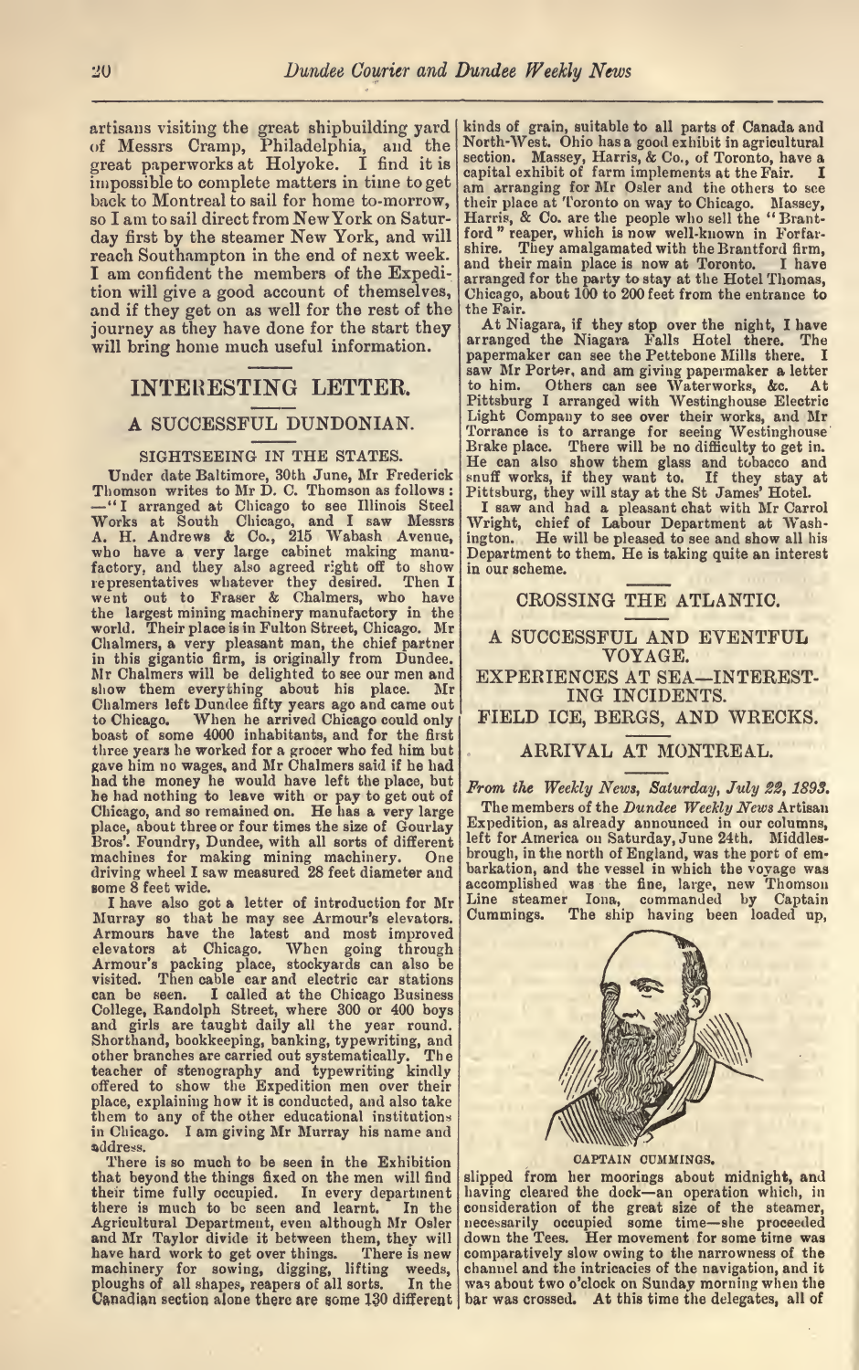artisans visiting the great shipbuilding yard of Messrs Cramp, Philadelphia, and the great paperworks at Holyoke. I find it is impossible to complete matters in time to get back to Montreal to sail for home to-morrow, so I am to sail direct from New York on Saturday first by the steamer New York, and will reach Southampton in the end of next week. I am confident the members of the Expedition will give a good account of themselves, and if they get on as well for the rest of the journey as they have done for the start they will bring home much useful information.

## INTERESTING LETTER.

### A SUCCESSFUL DUNDONIAN.

#### SIGHTSEEING IN THE STATES.

Under date Baltimore, 30th June, Mr Frederick Thomson writes to Mr D. C. Thomson as follows:—"I arranged at Chicago to see Illinois Steel Works at South Chicago, and I saw Messrs A. H. Andrews & Co., 215 Wabash Avenue, who have a very large cabinet making manufactory, and they also agreed right off to show representatives whatever they desired. Then I went out to Fraser & Chalmers, who have the largest mining machinery manufactory in the world. Their place is in Fulton Street, Chicago. Mr Chalmers, a very pleasant man, the chief partner in this gigantic firm, is originally from Dundee. Mr Chalmers will be delighted to see our men and show them everything about his place. Mr Chalmers left Dundee fifty years ago and came out to Chicago. When he arrived Chicago could only boast of some 4000 inhabitants, and for the first three years he worked for a grocer who fed him but gave him no wages, and Mr Chalmers said if he had had the money he would have left the place, but he had nothing to leave with or pay to get out of Chicago, and so remained on. He has a very large place, about three or four times the size of Gourlay Bros'. Foundry, Dundee, with all sorts of different machines for making mining machinery. One driving wheel I saw measured 28 feet diameter and some 8 feet wide.

I have also got a letter of introduction for Mr Murray so that he may see Armour's elevators. Armours have the latest and most improved elevators at Chicago. When going through Armour's packing place, stockyards can also be visited. Then cable car and electric car stations can be seen. I called at the Chicago Business College, Randolph Street, where 300 or 400 boys and girls are taught daily all the year round. Shorthand, bookkeeping, banking, typewriting, and other branches are carried out systematically. The teacher of stenography and typewriting kindly offered to show the Expedition men over their place, explaining how it is conducted, and also take them to any of the other educational institutions in Chicago. I am giving Mr Murray his name and address.

There is so much to be seen in the Exhibition that beyond the things fixed on the men will find their time fully occupied. In every department there is much to be seen and learnt. In the Agricultural Department, even although Mr Osler and Mr Taylor divide it between them, they will have hard work to get over things. There is new machinery for sowing, digging, lifting weeds, ploughs of all shapes, reapers of all sorts. In the Canadian section alone there are some 130 different kinds of grain, suitable to all parts of Canada and North-West. Ohio has a good exhibit in agricultural section. Massey, Harris, & Co., of Toronto, have a capital exhibit of farm implements at the Fair. I am arranging for Mr Osler and the others to see their place at Toronto on way to Chicago. Massey, Harris, & Co. are the people who sell the "Brantford" reaper, which is now well-known in Forfarshire. They amalgamated with the Brantford firm, and their main place is now at Toronto. I have arranged for the party to stay at the Hotel Thomas, Chicago, about 100 to 200 feet from the entrance to the Fair.

At Niagara, if they stop over the night, I have arranged the Niagara Falls Hotel there. The papermaker can see the Pettebone Mills there. I saw Mr Porter, and am giving papermaker a letter to him. Others can see Waterworks, &c. At Pittsburg I arranged with Westinghouse Electric Light Company to see over their works, and Mr Torrance is to arrange for seeing Westinghouse Brake place. There will be no difficulty to get in. He can also show them glass and tobacco and snuff works, if they want to. If they stay at Pittsburg, they will stay at the St James' Hotel.

I saw and had a pleasant chat with Mr Carrol Wright, chief of Labour Department at Washington. He will be pleased to see and show all his Department to them. He is taking quite an interest in our scheme.

## CROSSING THE ATLANTIC.

### A SUCCESSFUL AND EVENTFUL VOYAGE.

### EXPERIENCES AT SEA—INTERESTING INCIDENTS.

### FIELD ICE, BERGS, AND WRECKS.

### ARRIVAL AT MONTREAL.

*From the Weekly News, Saturday, July 22, 1893.*

The members of the *Dundee Weekly News* Artisan Expedition, as already announced in our columns, left for America on Saturday, June 24th. Middlesbrough, in the north of England, was the port of embarkation, and the vessel in which the voyage was accomplished was the fine, large, new Thomson Line steamer Iona, commanded by Captain Cummings. The ship having been loaded up,

CAPTAIN CUMMINGS.

slipped from her moorings about midnight, and having cleared the dock—an operation which, in consideration of the great size of the steamer, necessarily occupied some time—she proceeded down the Tees. Her movement for some time was comparatively slow owing to the narrowness of the channel and the intricacies of the navigation, and it was about two o'clock on Sunday morning when the bar was crossed. At this time the delegates, all of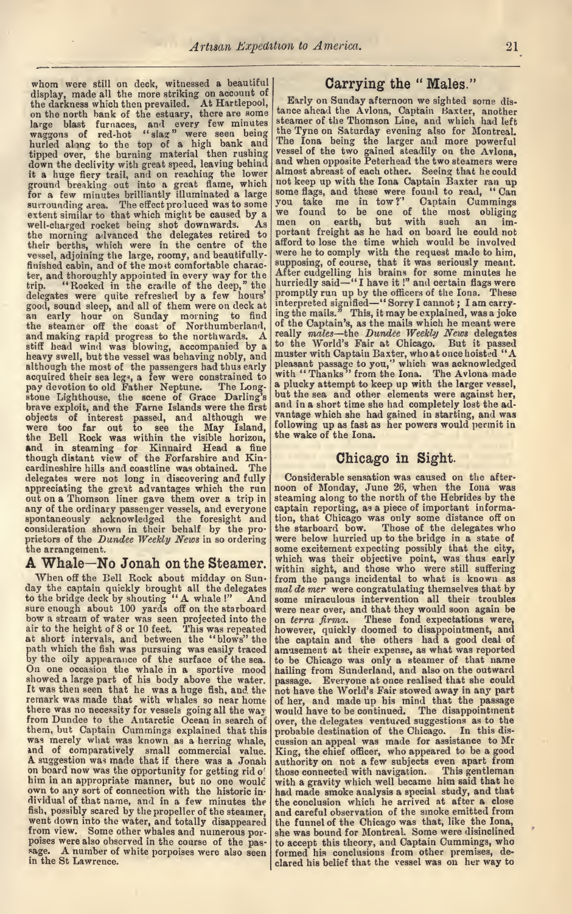whom were still on deck, witnessed a beautiful display, made all the more striking on account of the darkness which then prevailed. At Hartlepool, on the north bank of the estuary, there are some large blast furnaces, and every few minutes waggons of red-hot "slag" were seen being hurled along to the top of a high bank and tipped over, the burning material then rushing down the declivity with great speed, leaving behind it a huge fiery trail, and on reaching the lower ground breaking out into a great flame, which for a few minutes brilliantly illuminated a large surrounding area. The effect produced was to some extent similar to that which might be caused by a well-charged rocket being shot downwards. As the morning advanced the delegates retired to their berths, which were in the centre of the vessel, adjoining the large, roomy, and beautifully-finished cabin, and of the most comfortable character, and thoroughly appointed in every way for the trip. "Rocked in the cradle of the deep," the delegates were quite refreshed by a few hours' good, sound sleep, and all of them were on deck at an early hour on Sunday morning to find the steamer off the coast of Northumberland, and making rapid progress to the northwards. A stiff head wind was blowing, accompanied by a heavy swell, but the vessel was behaving nobly, and although the most of the passengers had thus early acquired their sea legs, a few were constrained to pay devotion to old Father Neptune. The Longstone Lighthouse, the scene of Grace Darling's brave exploit, and the Farne Islands were the first objects of interest passed, and although we were too far out to see the May Island, the Bell Rock was within the visible horizon, and in steaming for Kinnaird Head a fine though distant view of the Forfarshire and Kincardineshire hills and coastline was obtained. The delegates were not long in discovering and fully appreciating the great advantages which the run out on a Thomson liner gave them over a trip in any of the ordinary passenger vessels, and everyone spontaneously acknowledged the foresight and consideration shown in their behalf by the proprietors of the *Dundee Weekly News* in so ordering the arrangement.

## A Whale—No Jonah on the Steamer.

When off the Bell Rock about midday on Sunday the captain quickly brought all the delegates to the bridge deck by shouting "A whale!" And sure enough about 100 yards off on the starboard bow a stream of water was seen projected into the air to the height of 8 or 10 feet. This was repeated at short intervals, and between the "blows" the path which the fish was pursuing was easily traced by the oily appearance of the surface of the sea. On one occasion the whale in a sportive mood showed a large part of his body above the water. It was then seen that he was a huge fish, and the remark was made that with whales so near home there was no necessity for vessels going all the way from Dundee to the Antarctic Ocean in search of them, but Captain Cummings explained that this was merely what was known as a herring whale, and of comparatively small commercial value. A suggestion was made that if there was a Jonah on board now was the opportunity for getting rid of him in an appropriate manner, but no one would own to any sort of connection with the historic individual of that name, and in a few minutes the fish, possibly scared by the propeller of the steamer, went down into the water, and totally disappeared from view. Some other whales and numerous porpoises were also observed in the course of the passage. A number of white porpoises were also seen in the St Lawrence.

## Carrying the "Males."

Early on Sunday afternoon we sighted some distance ahead the Avlona, Captain Baxter, another steamer of the Thomson Line, and which had left the Tyne on Saturday evening also for Montreal. The Iona being the larger and more powerful vessel of the two gained steadily on the Avlona, and when opposite Peterhead the two steamers were almost abreast of each other. Seeing that he could not keep up with the Iona Captain Baxter ran up some flags, and these were found to read, "Can you take me in tow?" Captain Cummings we found to be one of the most obliging men on earth, but with such an important freight as he had on board he could not afford to lose the time which would be involved were he to comply with the request made to him, supposing, of course, that it was seriously meant. After cudgelling his brains for some minutes he hurriedly said—"I have it!" and certain flags were promptly run up by the officers of the Iona. These interpreted signified—"Sorry I cannot; I am carrying the mails." This, it may be explained, was a joke of the Captain's, as the mails which he meant were really *males*—the *Dundee Weekly News* delegates to the World's Fair at Chicago. But it passed muster with Captain Baxter, who at once hoisted "A pleasant passage to you," which was acknowledged with "Thanks" from the Iona. The Avlona made a plucky attempt to keep up with the larger vessel, but the sea and other elements were against her, and in a short time she had completely lost the advantage which she had gained in starting, and was following up as fast as her powers would permit in the wake of the Iona.

## Chicago in Sight.

Considerable sensation was caused on the afternoon of Monday, June 26, when the Iona was steaming along to the north of the Hebrides by the captain reporting, as a piece of important information, that Chicago was only some distance off on the starboard bow. Those of the delegates who were below hurried up to the bridge in a state of some excitement expecting possibly that the city, which was their objective point, was thus early within sight, and those who were still suffering from the pangs incidental to what is known as *mal de mer* were congratulating themselves that by some miraculous intervention all their troubles were near over, and that they would soon again be on *terra firma*. These fond expectations were, however, quickly doomed to disappointment, and the captain and the others had a good deal of amusement at their expense, as what was reported to be Chicago was only a steamer of that name hailing from Sunderland, and also on the outward passage. Everyone at once realised that she could not have the World's Fair stowed away in any part of her, and made up his mind that the passage would have to be continued. The disappointment over, the delegates ventured suggestions as to the probable destination of the Chicago. In this discussion an appeal was made for assistance to Mr King, the chief officer, who appeared to be a good authority on not a few subjects even apart from those connected with navigation. This gentleman with a gravity which well became him said that he had made smoke analysis a special study, and that the conclusion which he arrived at after a close and careful observation of the smoke emitted from the funnel of the Chicago was that, like the Iona, she was bound for Montreal. Some were disinclined to accept this theory, and Captain Cummings, who formed his conclusions from other premises, declared his belief that the vessel was on her way to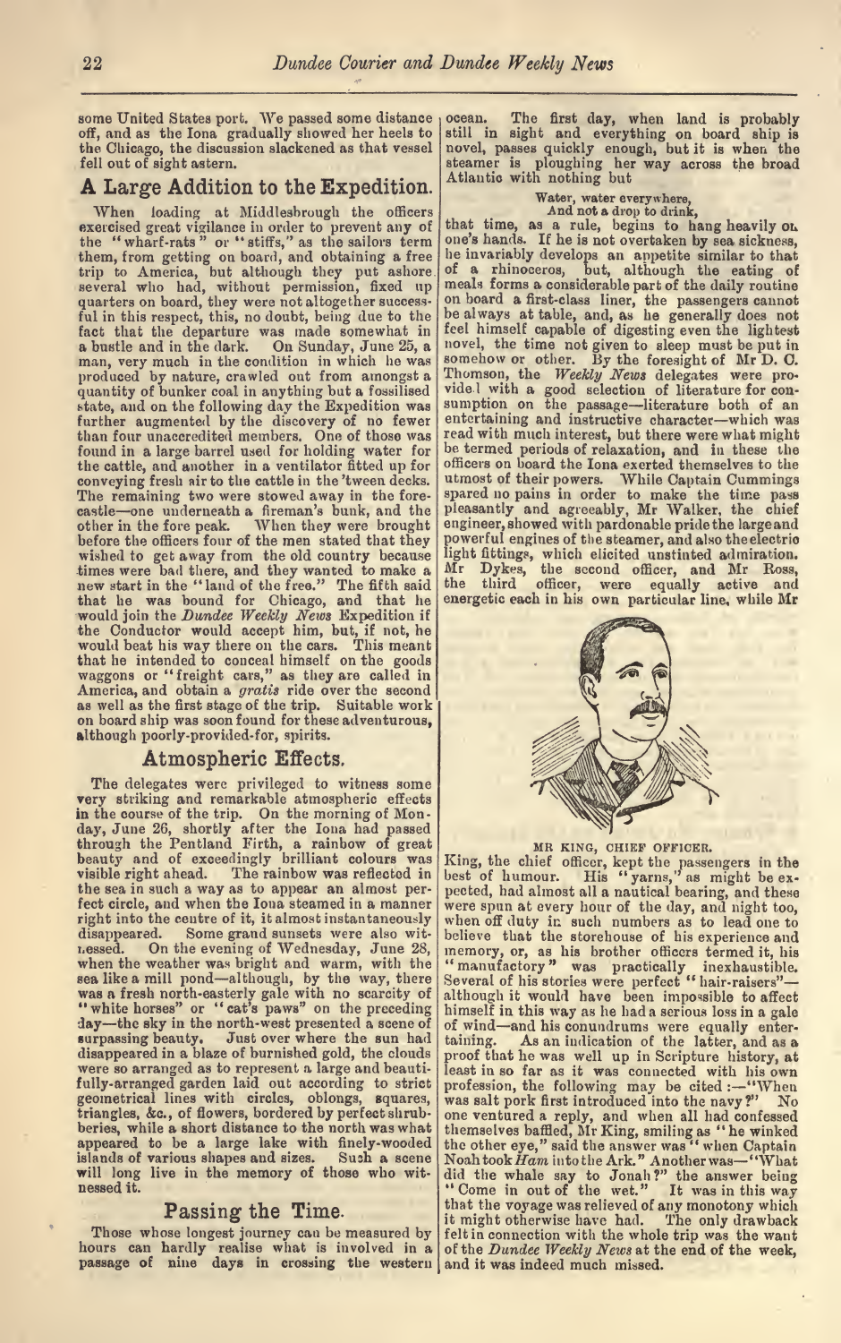some United States port. We passed some distance off, and as the Iona gradually showed her heels to the Chicago, the discussion slackened as that vessel fell out of sight astern.

## A Large Addition to the Expedition.

When loading at Middlesbrough the officers exercised great vigilance in order to prevent any of the "wharf-rats" or "stiffs," as the sailors term them, from getting on board, and obtaining a free trip to America, but although they put ashore several who had, without permission, fixed up quarters on board, they were not altogether successful in this respect, this, no doubt, being due to the fact that the departure was made somewhat in a bustle and in the dark. On Sunday, June 25, a man, very much in the condition in which he was produced by nature, crawled out from amongst a quantity of bunker coal in anything but a fossilised state, and on the following day the Expedition was further augmented by the discovery of no fewer than four unaccredited members. One of those was found in a large barrel used for holding water for the cattle, and another in a ventilator fitted up for conveying fresh air to the cattle in the 'tween decks. The remaining two were stowed away in the forecastle—one underneath a fireman's bunk, and the other in the fore peak. When they were brought before the officers four of the men stated that they wished to get away from the old country because times were bad there, and they wanted to make a new start in the "land of the free." The fifth said that he was bound for Chicago, and that he would join the *Dundee Weekly News* Expedition if the Conductor would accept him, but, if not, he would beat his way there on the cars. This meant that he intended to conceal himself on the goods waggons or "freight cars," as they are called in America, and obtain a *gratis* ride over the second as well as the first stage of the trip. Suitable work on board ship was soon found for these adventurous, although poorly-provided-for, spirits.

## Atmospheric Effects.

The delegates were privileged to witness some very striking and remarkable atmospheric effects in the course of the trip. On the morning of Monday, June 26, shortly after the Iona had passed through the Pentland Firth, a rainbow of great beauty and of exceedingly brilliant colours was visible right ahead. The rainbow was reflected in the sea in such a way as to appear an almost perfect circle, and when the Iona steamed in a manner right into the centre of it, it almost instantaneously disappeared. Some grand sunsets were also witnessed. On the evening of Wednesday, June 28, when the weather was bright and warm, with the sea like a mill pond—although, by the way, there was a fresh north-easterly gale with no scarcity of "white horses" or "cat's paws" on the preceding day—the sky in the north-west presented a scene of surpassing beauty. Just over where the sun had disappeared in a blaze of burnished gold, the clouds were so arranged as to represent a large and beautifully-arranged garden laid out according to strict geometrical lines with circles, oblongs, squares, triangles, &c., of flowers, bordered by perfect shrubberies, while a short distance to the north was what appeared to be a large lake with finely-wooded islands of various shapes and sizes. Such a scene will long live in the memory of those who witnessed it.

## Passing the Time.

Those whose longest journey can be measured by hours can hardly realise what is involved in a passage of nine days in crossing the western ocean. The first day, when land is probably still in sight and everything on board ship is novel, passes quickly enough, but it is when the steamer is ploughing her way across the broad Atlantic with nothing but

> Water, water everywhere,
> And not a drop to drink,

that time, as a rule, begins to hang heavily on one's hands. If he is not overtaken by sea sickness, he invariably develops an appetite similar to that of a rhinoceros, but, although the eating of meals forms a considerable part of the daily routine on board a first-class liner, the passengers cannot be always at table, and, as he generally does not feel himself capable of digesting even the lightest novel, the time not given to sleep must be put in somehow or other. By the foresight of Mr D. C. Thomson, the *Weekly News* delegates were provided with a good selection of literature for consumption on the passage—literature both of an entertaining and instructive character—which was read with much interest, but there were what might be termed periods of relaxation, and in these the officers on board the Iona exerted themselves to the utmost of their powers. While Captain Cummings spared no pains in order to make the time pass pleasantly and agreeably, Mr Walker, the chief engineer, showed with pardonable pride the large and powerful engines of the steamer, and also the electric light fittings, which elicited unstinted admiration. Mr Dykes, the second officer, and Mr Ross, the third officer, were equally active and energetic each in his own particular line, while Mr

MR KING, CHIEF OFFICER.

King, the chief officer, kept the passengers in the best of humour. His "yarns," as might be expected, had almost all a nautical bearing, and these were spun at every hour of the day, and night too, when off duty in such numbers as to lead one to believe that the storehouse of his experience and memory, or, as his brother officers termed it, his "manufactory" was practically inexhaustible. Several of his stories were perfect "hair-raisers"—although it would have been impossible to affect himself in this way as he had a serious loss in a gale of wind—and his conundrums were equally entertaining. As an indication of the latter, and as a proof that he was well up in Scripture history, at least in so far as it was connected with his own profession, the following may be cited:—"When was salt pork first introduced into the navy?" No one ventured a reply, and when all had confessed themselves baffled, Mr King, smiling as "he winked the other eye," said the answer was "when Captain Noah took *Ham* into the Ark." Another was—"What did the whale say to Jonah?" the answer being "Come in out of the wet." It was in this way that the voyage was relieved of any monotony which it might otherwise have had. The only drawback felt in connection with the whole trip was the want of the *Dundee Weekly News* at the end of the week, and it was indeed much missed.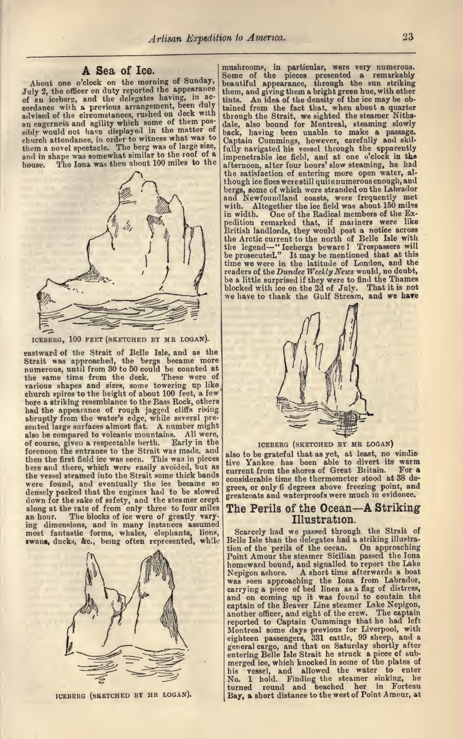## A Sea of Ice.

About one o'clock on the morning of Sunday, July 2, the officer on duty reported the appearance of an iceberg, and the delegates having, in accordance with a previous arrangement, been duly advised of the circumstances, rushed on deck with an eagerness and agility which some of them possibly would not have displayed in the matter of church attendance, in order to witness what was to them a novel spectacle. The berg was of large size, and in shape was somewhat similar to the roof of a house. The Iona was then about 100 miles to the

ICEBERG, 100 FEET (SKETCHED BY MR LOGAN).

eastward of the Strait of Belle Isle, and as the Strait was approached, the bergs became more numerous, until from 30 to 50 could be counted at the same time from the deck. These were of various shapes and sizes, some towering up like church spires to the height of about 100 feet, a few bore a striking resemblance to the Bass Rock, others had the appearance of rough jagged cliffs rising abruptly from the water's edge, while several presented large surfaces almost flat. A number might also be compared to volcanic mountains. All were, of course, given a respectable berth. Early in the forenoon the entrance to the Strait was made, and then the first field ice was seen. This was in pieces here and there, which were easily avoided, but as the vessel steamed into the Strait some thick bands were found, and eventually the ice became so densely packed that the engines had to be slowed down for the sake of safety, and the steamer crept along at the rate of from only three to four miles an hour. The blocks of ice were of greatly varying dimensions, and in many instances assumed most fantastic forms, whales, elephants, lions, swans, ducks, &c., being often represented, while

ICEBERG (SKETCHED BY MR LOGAN).

mushrooms, in particular, were very numerous. Some of the pieces presented a remarkably beautiful appearance, through the sun striking them, and giving them a bright green hue, with other tints. An idea of the density of the ice may be obtained from the fact that, when about a quarter through the Strait, we sighted the steamer Nithsdale, also bound for Montreal, steaming slowly back, having been unable to make a passage. Captain Cummings, however, carefully and skilfully navigated his vessel through the apparently impenetrable ice field, and at one o'clock in the afternoon, after four hours' slow steaming, he had the satisfaction of entering more open water, although ice floes were still quite numerous enough, and bergs, some of which were stranded on the Labrador and Newfoundland coasts, were frequently met with. Altogether the ice field was about 150 miles in width. One of the Radical members of the Expedition remarked that, if mariners were like British landlords, they would post a notice across the Arctic current to the north of Belle Isle with the legend—"Icebergs beware! Trespassers will be prosecuted." It may be mentioned that at this time we were in the latitude of London, and the readers of the *Dundee Weekly News* would, no doubt, be a little surprised if they were to find the Thames blocked with ice on the 2d of July. That it is not we have to thank the Gulf Stream, and we have

ICEBERG (SKETCHED BY MR LOGAN)

also to be grateful that as yet, at least, no vindictive Yankee has been able to divert its warm current from the shores of Great Britain. For a considerable time the thermometer stood at 38 degrees, or only 6 degrees above freezing point, and greatcoats and waterproofs were much in evidence.

## The Perils of the Ocean—A Striking Illustration.

Scarcely had we passed through the Strait of Belle Isle than the delegates had a striking illustration of the perils of the ocean. On approaching Point Amour the steamer Sicilian passed the Iona homeward bound, and signalled to report the Lake Nepigon ashore. A short time afterwards a boat was seen approaching the Iona from Labrador, carrying a piece of bed linen as a flag of distress, and on coming up it was found to contain the captain of the Beaver Line steamer Lake Nepigon, another officer, and eight of the crew. The captain reported to Captain Cummings that he had left Montreal some days previous for Liverpool, with eighteen passengers, 331 cattle, 99 sheep, and a general cargo, and that on Saturday shortly after entering Belle Isle Strait he struck a piece of submerged ice, which knocked in some of the plates of his vessel, and allowed the water to enter No. 1 hold. Finding the steamer sinking, he turned round and beached her in Forteau Bay, a short distance to the west of Point Amour, at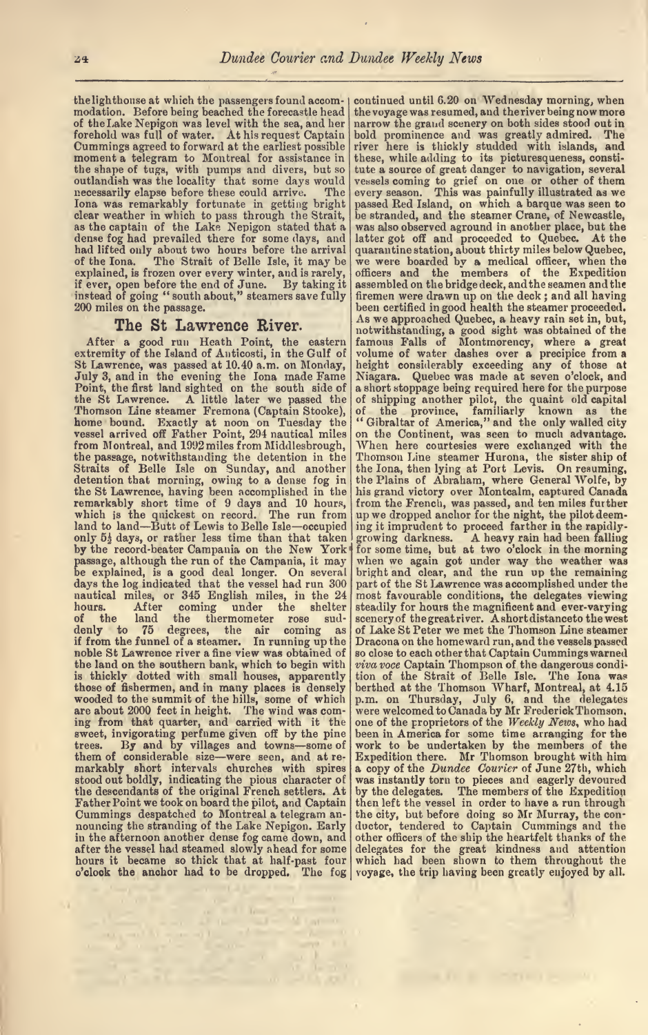the lighthouse at which the passengers found accommodation. Before being beached the forecastle head of the Lake Nepigon was level with the sea, and her forehold was full of water. At his request Captain Cummings agreed to forward at the earliest possible moment a telegram to Montreal for assistance in the shape of tugs, with pumps and divers, but so outlandish was the locality that some days would necessarily elapse before these could arrive. The Iona was remarkably fortunate in getting bright clear weather in which to pass through the Strait, as the captain of the Lake Nepigon stated that a dense fog had prevailed there for some days, and had lifted only about two hours before the arrival of the Iona. The Strait of Belle Isle, it may be explained, is frozen over every winter, and is rarely, if ever, open before the end of June. By taking it instead of going "south about," steamers save fully 200 miles on the passage.

## The St Lawrence River.

After a good run Heath Point, the eastern extremity of the Island of Anticosti, in the Gulf of St Lawrence, was passed at 10.40 a.m. on Monday, July 3, and in the evening the Iona made Fame Point, the first land sighted on the south side of the St Lawrence. A little later we passed the Thomson Line steamer Fremona (Captain Stooke), home bound. Exactly at noon on Tuesday the vessel arrived off Father Point, 294 nautical miles from Montreal, and 1992 miles from Middlesbrough, the passage, notwithstanding the detention in the Straits of Belle Isle on Sunday, and another detention that morning, owing to a dense fog in the St Lawrence, having been accomplished in the remarkably short time of 9 days and 10 hours, which is the quickest on record. The run from land to land—Butt of Lewis to Belle Isle—occupied only 5½ days, or rather less time than that taken by the record-beater Campania on the New York passage, although the run of the Campania, it may be explained, is a good deal longer. On several days the log indicated that the vessel had run 300 nautical miles, or 345 English miles, in the 24 hours. After coming under the shelter of the land the thermometer rose suddenly to 75 degrees, the air coming as if from the funnel of a steamer. In running up the noble St Lawrence river a fine view was obtained of the land on the southern bank, which to begin with is thickly dotted with small houses, apparently those of fishermen, and in many places is densely wooded to the summit of the hills, some of which are about 2000 feet in height. The wind was coming from that quarter, and carried with it the sweet, invigorating perfume given off by the pine trees. By and by villages and towns—some of them of considerable size—were seen, and at remarkably short intervals churches with spires stood out boldly, indicating the pious character of the descendants of the original French settlers. At Father Point we took on board the pilot, and Captain Cummings despatched to Montreal a telegram announcing the stranding of the Lake Nepigon. Early in the afternoon another dense fog came down, and after the vessel had steamed slowly ahead for some hours it became so thick that at half-past four o'clock the anchor had to be dropped. The fog continued until 6.20 on Wednesday morning, when the voyage was resumed, and the river being now more narrow the grand scenery on both sides stood out in bold prominence and was greatly admired. The river here is thickly studded with islands, and these, while adding to its picturesqueness, constitute a source of great danger to navigation, several vessels coming to grief on one or other of them every season. This was painfully illustrated as we passed Red Island, on which a barque was seen to be stranded, and the steamer Crane, of Newcastle, was also observed aground in another place, but the latter got off and proceeded to Quebec. At the quarantine station, about thirty miles below Quebec, we were boarded by a medical officer, when the officers and the members of the Expedition assembled on the bridge deck, and the seamen and the firemen were drawn up on the deck; and all having been certified in good health the steamer proceeded. As we approached Quebec, a heavy rain set in, but, notwithstanding, a good sight was obtained of the famous Falls of Montmorency, where a great volume of water dashes over a precipice from a height considerably exceeding any of those at Niagara. Quebec was made at seven o'clock, and a short stoppage being required here for the purpose of shipping another pilot, the quaint old capital of the province, familiarly known as the "Gibraltar of America," and the only walled city on the Continent, was seen to much advantage. When here courtesies were exchanged with the Thomson Line steamer Hurona, the sister ship of the Iona, then lying at Port Levis. On resuming, the Plains of Abraham, where General Wolfe, by his grand victory over Montcalm, captured Canada from the French, was passed, and ten miles further up we dropped anchor for the night, the pilot deeming it imprudent to proceed farther in the rapidly-growing darkness. A heavy rain had been falling for some time, but at two o'clock in the morning when we again got under way the weather was bright and clear, and the run up the remaining part of the St Lawrence was accomplished under the most favourable conditions, the delegates viewing steadily for hours the magnificent and ever-varying scenery of the great river. A short distance to the west of Lake St Peter we met the Thomson Line steamer Dracona on the homeward run, and the vessels passed so close to each other that Captain Cummings warned *viva voce* Captain Thompson of the dangerous condition of the Strait of Belle Isle. The Iona was berthed at the Thomson Wharf, Montreal, at 4.15 p.m. on Thursday, July 6, and the delegates were welcomed to Canada by Mr Frederick Thomson, one of the proprietors of the *Weekly News*, who had been in America for some time arranging for the work to be undertaken by the members of the Expedition there. Mr Thomson brought with him a copy of the *Dundee Courier* of June 27th, which was instantly torn to pieces and eagerly devoured by the delegates. The members of the Expedition then left the vessel in order to have a run through the city, but before doing so Mr Murray, the conductor, tendered to Captain Cummings and the other officers of the ship the heartfelt thanks of the delegates for the great kindness and attention which had been shown to them throughout the voyage, the trip having been greatly enjoyed by all.